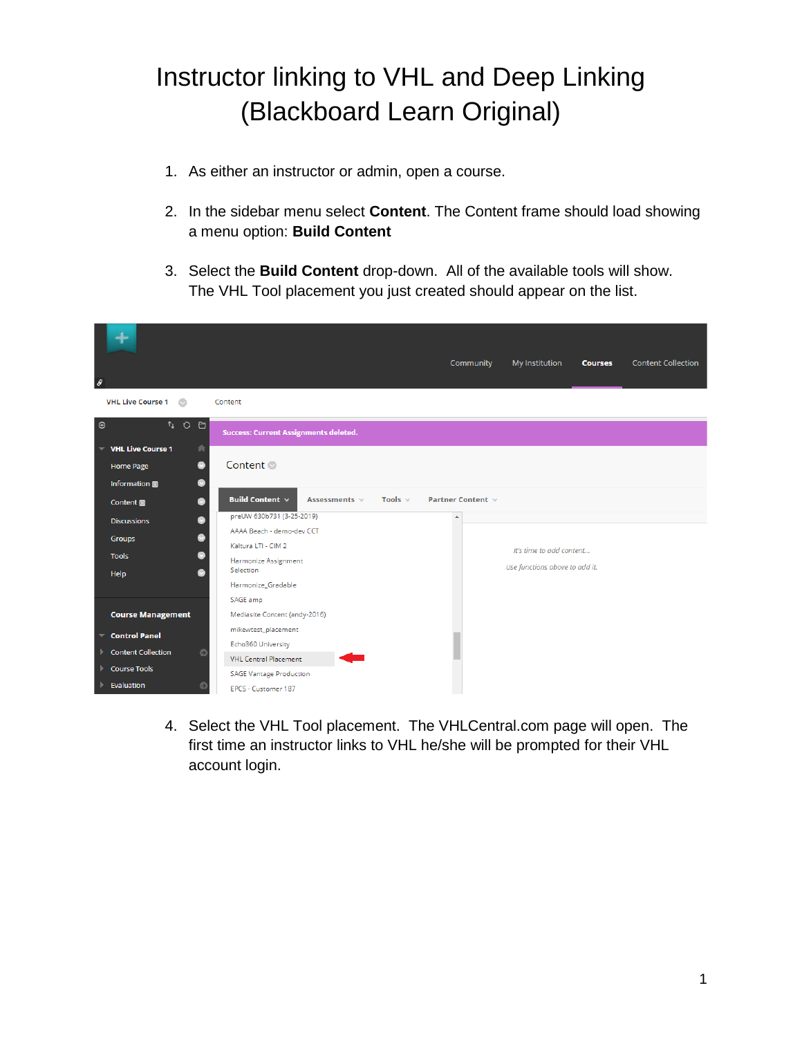# Instructor linking to VHL and Deep Linking (Blackboard Learn Original)

1. As either an instructor or admin, open a course.

2. In the sidebar menu select **Content**. The Content frame should load showing a menu option: **Build Content**

3. Select the **Build Content** drop-down. All of the available tools will show. The VHL Tool placement you just created should appear on the list.

4. Select the VHL Tool placement. The VHLCentral.com page will open. The first time an instructor links to VHL he/she will be prompted for their VHL account login.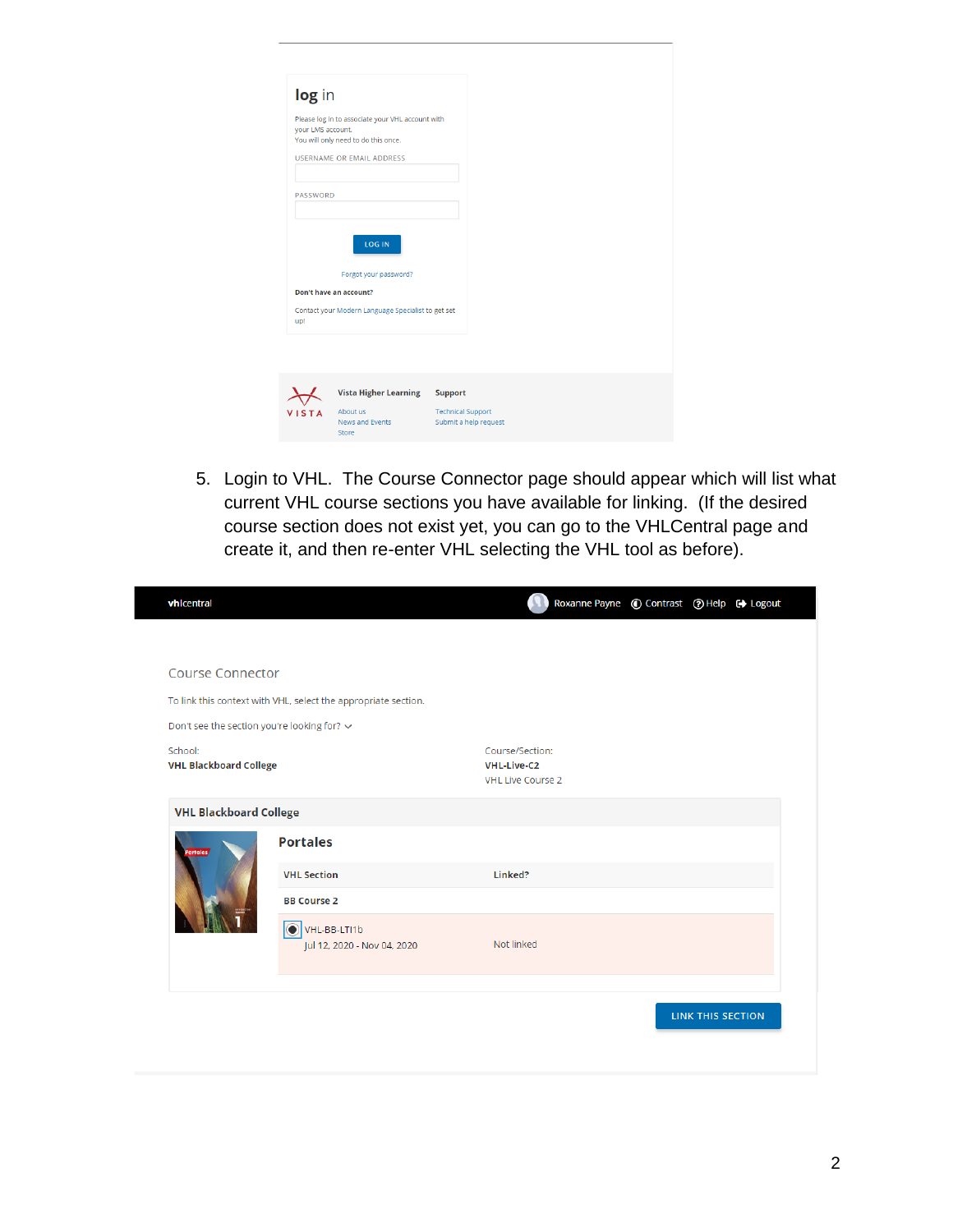## log in

Please log in to associate your VHL account with your LMS account.
You will only need to do this once.

USERNAME OR EMAIL ADDRESS

PASSWORD

LOG IN

Forgot your password?

**Don't have an account?**

Contact your Modern Language Specialist to get set up!

VISTA

**Vista Higher Learning**
About us
News and Events
Store

**Support**
Technical Support
Submit a help request

5. Login to VHL. The Course Connector page should appear which will list what current VHL course sections you have available for linking. (If the desired course section does not exist yet, you can go to the VHLCentral page and create it, and then re-enter VHL selecting the VHL tool as before).

vhlcentral — Roxanne Payne | Contrast | Help | Logout

Course Connector

To link this context with VHL, select the appropriate section.

Don't see the section you're looking for?

School:
**VHL Blackboard College**

Course/Section:
**VHL-Live-C2**
VHL Live Course 2

**VHL Blackboard College**

**Portales**

| VHL Section | Linked? |
|---|---|
| **BB Course 2** | |
| VHL-BB-LTI1b<br>Jul 12, 2020 - Nov 04, 2020 | Not linked |

LINK THIS SECTION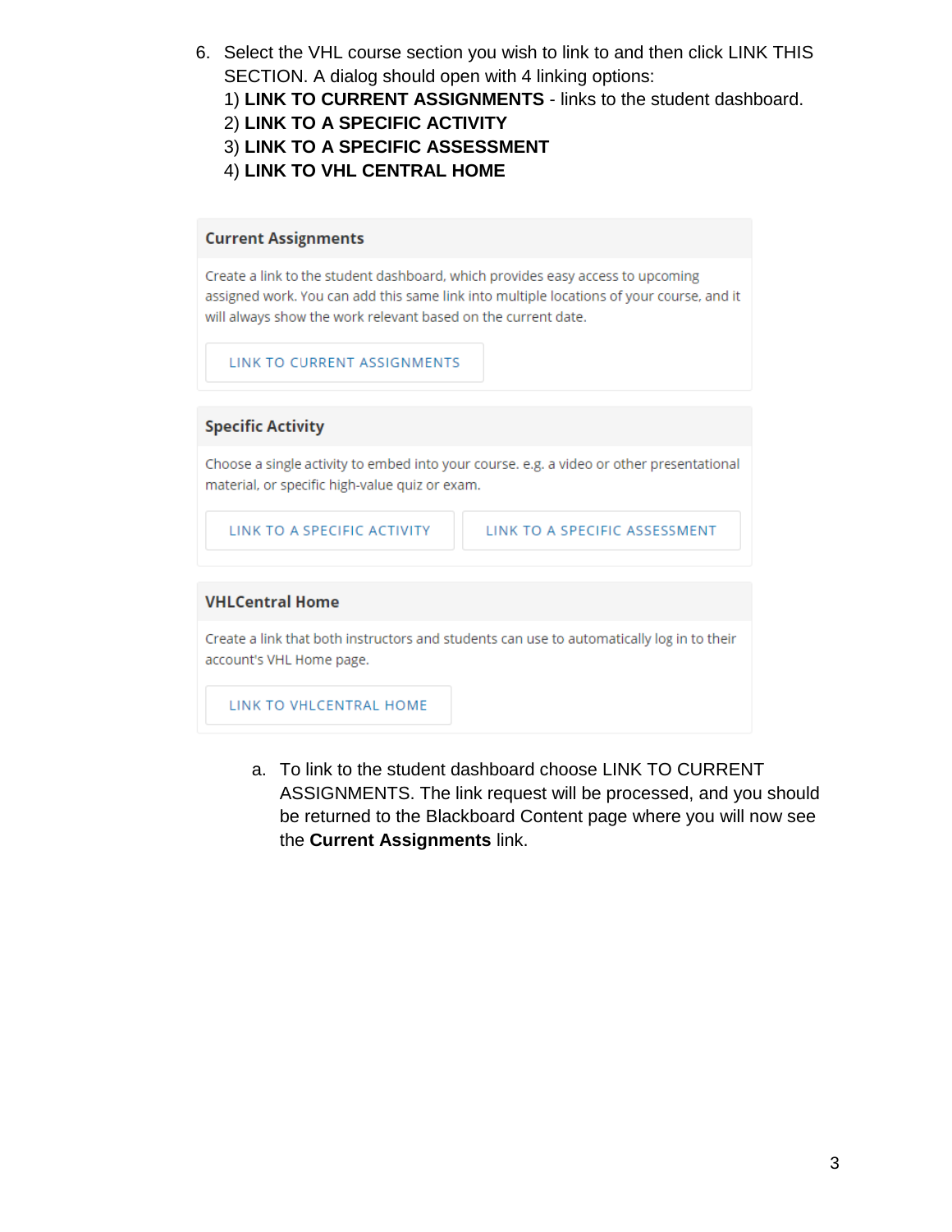6. Select the VHL course section you wish to link to and then click LINK THIS SECTION. A dialog should open with 4 linking options:
   1) **LINK TO CURRENT ASSIGNMENTS** - links to the student dashboard.
   2) **LINK TO A SPECIFIC ACTIVITY**
   3) **LINK TO A SPECIFIC ASSESSMENT**
   4) **LINK TO VHL CENTRAL HOME**

**Current Assignments**

Create a link to the student dashboard, which provides easy access to upcoming assigned work. You can add this same link into multiple locations of your course, and it will always show the work relevant based on the current date.

LINK TO CURRENT ASSIGNMENTS

**Specific Activity**

Choose a single activity to embed into your course. e.g. a video or other presentational material, or specific high-value quiz or exam.

LINK TO A SPECIFIC ACTIVITY | LINK TO A SPECIFIC ASSESSMENT

**VHLCentral Home**

Create a link that both instructors and students can use to automatically log in to their account's VHL Home page.

LINK TO VHLCENTRAL HOME

   a. To link to the student dashboard choose LINK TO CURRENT ASSIGNMENTS. The link request will be processed, and you should be returned to the Blackboard Content page where you will now see the **Current Assignments** link.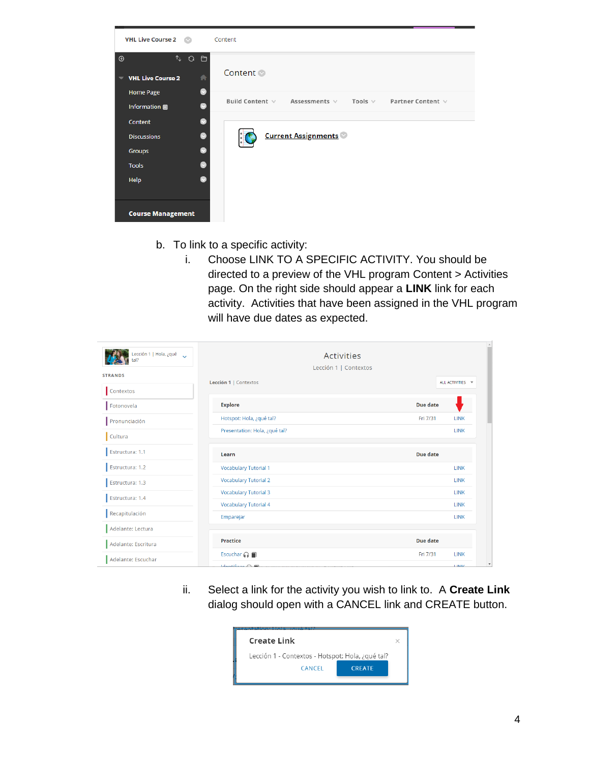b. To link to a specific activity:

   i. Choose LINK TO A SPECIFIC ACTIVITY. You should be directed to a preview of the VHL program Content > Activities page. On the right side should appear a **LINK** link for each activity. Activities that have been assigned in the VHL program will have due dates as expected.

   ii. Select a link for the activity you wish to link to. A **Create Link** dialog should open with a CANCEL link and CREATE button.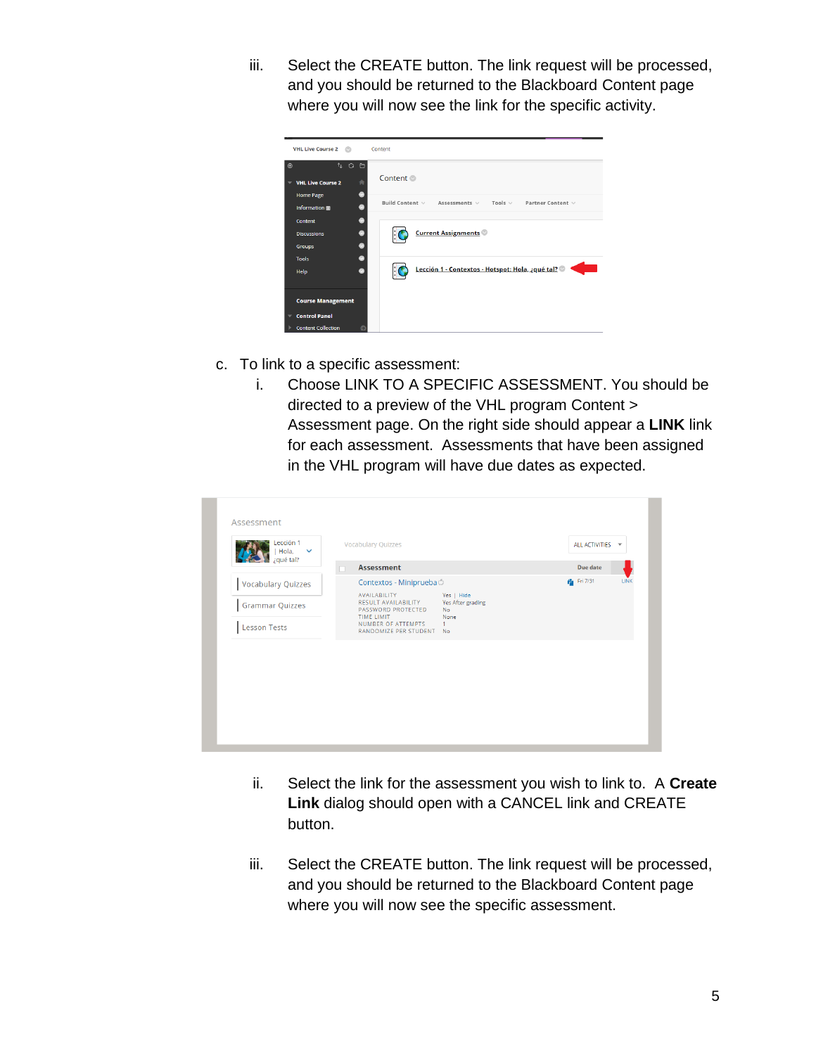iii. Select the CREATE button. The link request will be processed, and you should be returned to the Blackboard Content page where you will now see the link for the specific activity.

c. To link to a specific assessment:

i. Choose LINK TO A SPECIFIC ASSESSMENT. You should be directed to a preview of the VHL program Content > Assessment page. On the right side should appear a **LINK** link for each assessment. Assessments that have been assigned in the VHL program will have due dates as expected.

ii. Select the link for the assessment you wish to link to. A **Create Link** dialog should open with a CANCEL link and CREATE button.

iii. Select the CREATE button. The link request will be processed, and you should be returned to the Blackboard Content page where you will now see the specific assessment.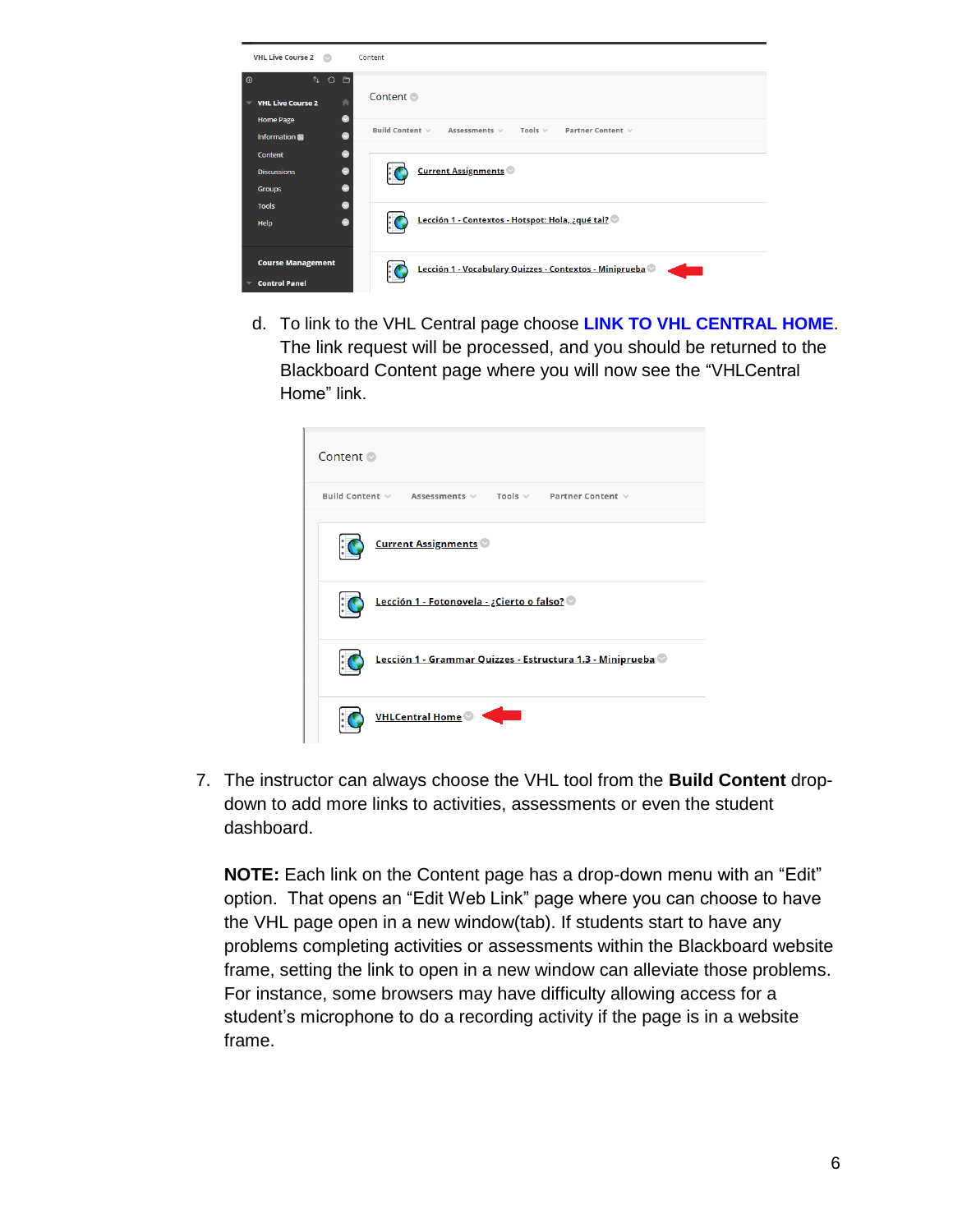d. To link to the VHL Central page choose **LINK TO VHL CENTRAL HOME**. The link request will be processed, and you should be returned to the Blackboard Content page where you will now see the “VHLCentral Home” link.

7. The instructor can always choose the VHL tool from the **Build Content** drop-down to add more links to activities, assessments or even the student dashboard.

   **NOTE:** Each link on the Content page has a drop-down menu with an “Edit” option. That opens an “Edit Web Link” page where you can choose to have the VHL page open in a new window(tab). If students start to have any problems completing activities or assessments within the Blackboard website frame, setting the link to open in a new window can alleviate those problems. For instance, some browsers may have difficulty allowing access for a student’s microphone to do a recording activity if the page is in a website frame.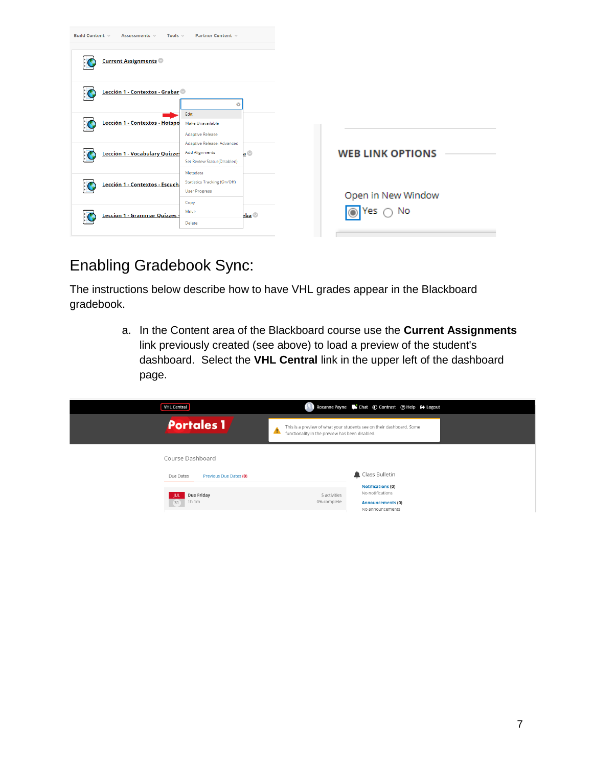## Enabling Gradebook Sync:

The instructions below describe how to have VHL grades appear in the Blackboard gradebook.

a. In the Content area of the Blackboard course use the **Current Assignments** link previously created (see above) to load a preview of the student's dashboard. Select the **VHL Central** link in the upper left of the dashboard page.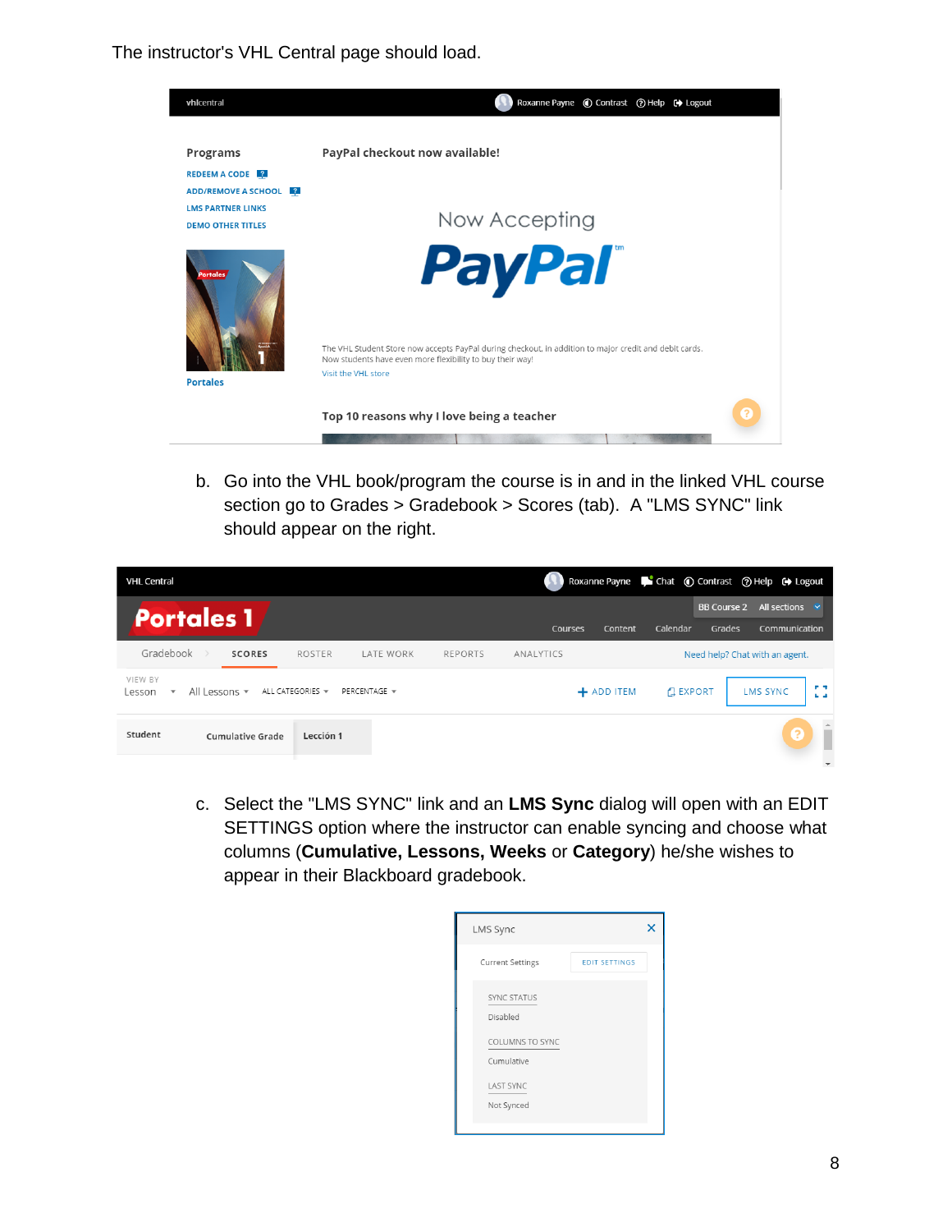The instructor's VHL Central page should load.

b. Go into the VHL book/program the course is in and in the linked VHL course section go to Grades > Gradebook > Scores (tab). A "LMS SYNC" link should appear on the right.

c. Select the "LMS SYNC" link and an **LMS Sync** dialog will open with an EDIT SETTINGS option where the instructor can enable syncing and choose what columns (**Cumulative, Lessons, Weeks** or **Category**) he/she wishes to appear in their Blackboard gradebook.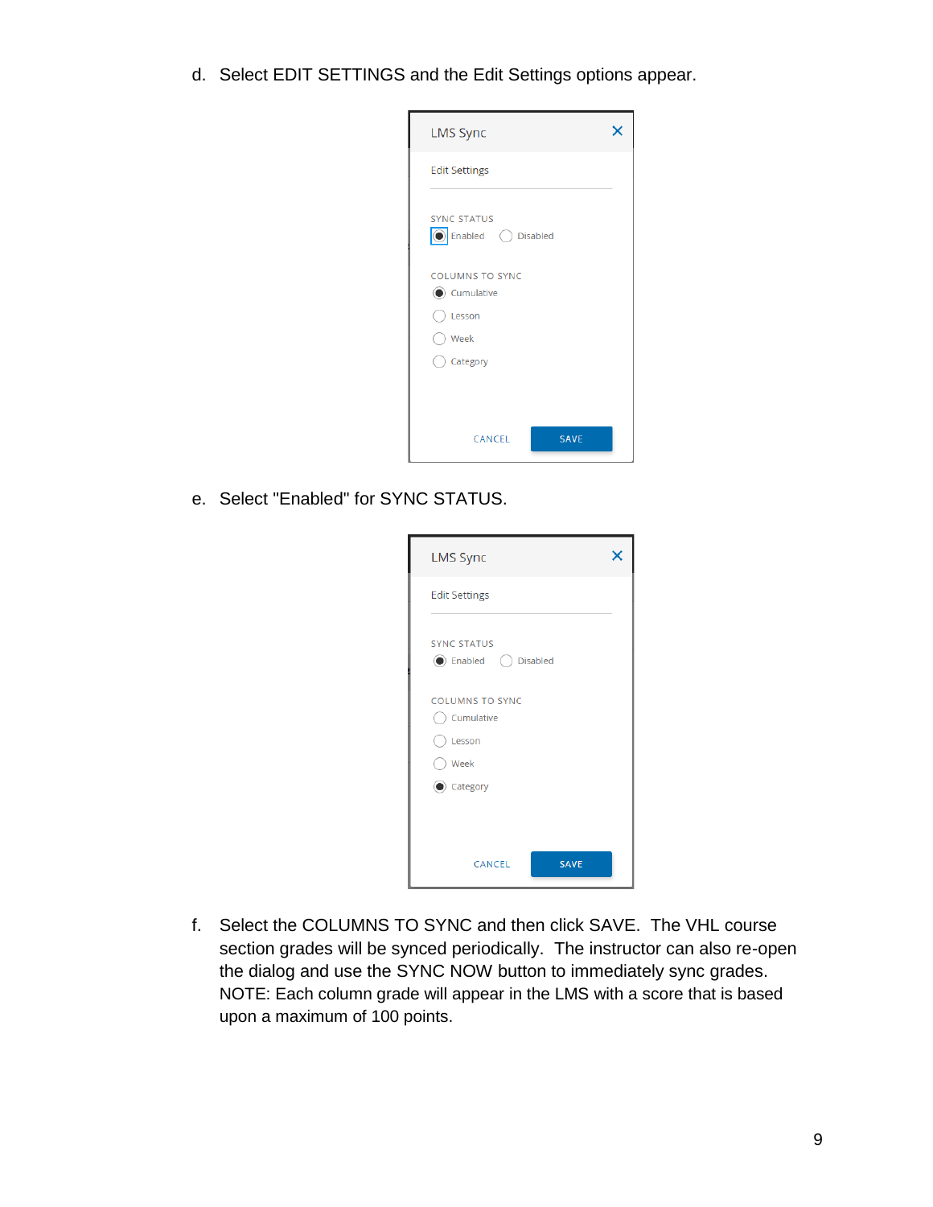d. Select EDIT SETTINGS and the Edit Settings options appear.

LMS Sync

Edit Settings

SYNC STATUS

Enabled Disabled

COLUMNS TO SYNC

Cumulative

Lesson

Week

Category

CANCEL SAVE

e. Select "Enabled" for SYNC STATUS.

LMS Sync

Edit Settings

SYNC STATUS

Enabled Disabled

COLUMNS TO SYNC

Cumulative

Lesson

Week

Category

CANCEL SAVE

f. Select the COLUMNS TO SYNC and then click SAVE. The VHL course section grades will be synced periodically. The instructor can also re-open the dialog and use the SYNC NOW button to immediately sync grades. NOTE: Each column grade will appear in the LMS with a score that is based upon a maximum of 100 points.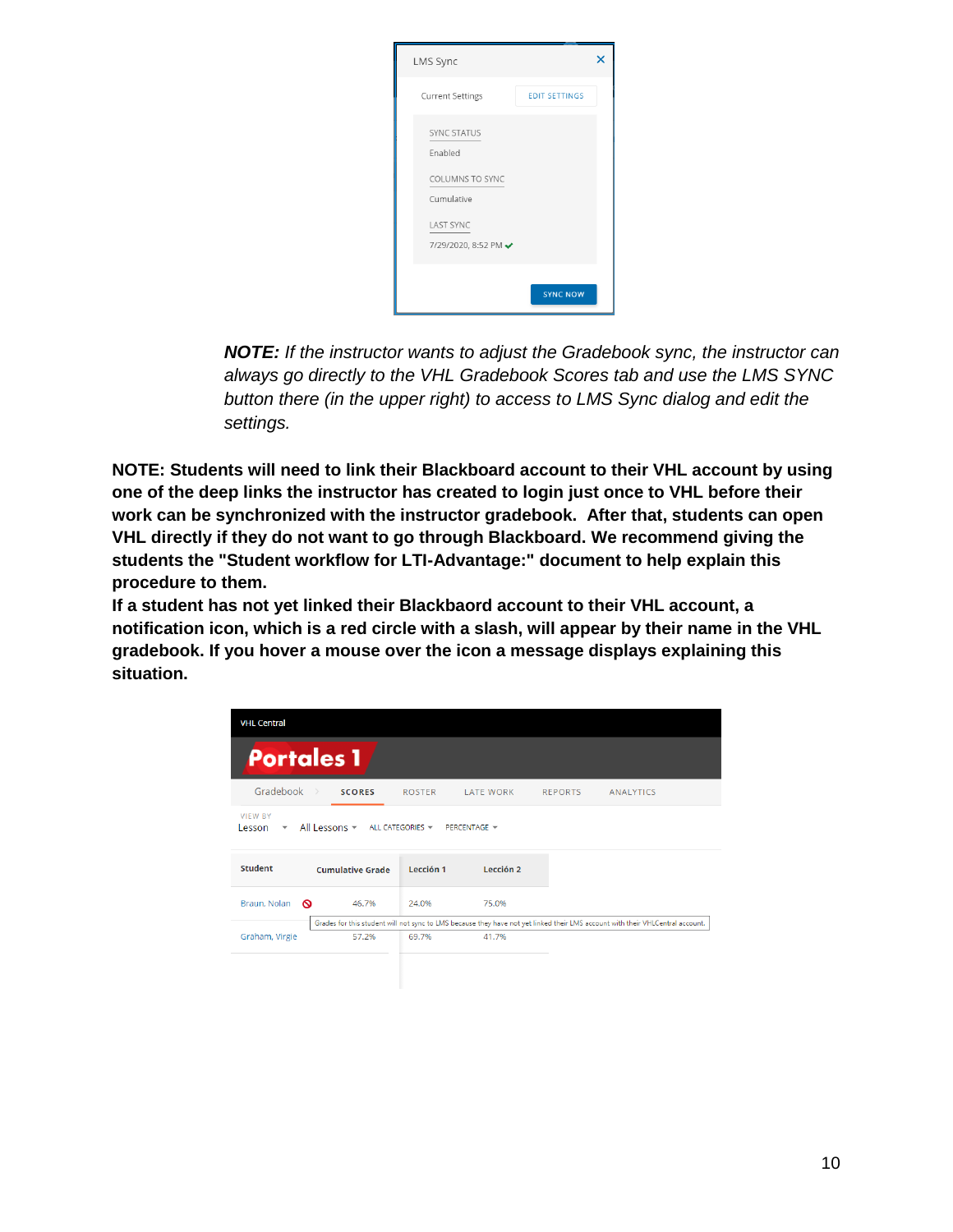*__NOTE:__ If the instructor wants to adjust the Gradebook sync, the instructor can always go directly to the VHL Gradebook Scores tab and use the LMS SYNC button there (in the upper right) to access to LMS Sync dialog and edit the settings.*

**NOTE: Students will need to link their Blackboard account to their VHL account by using one of the deep links the instructor has created to login just once to VHL before their work can be synchronized with the instructor gradebook. After that, students can open VHL directly if they do not want to go through Blackboard. We recommend giving the students the "Student workflow for LTI-Advantage:" document to help explain this procedure to them.**

**If a student has not yet linked their Blackbaord account to their VHL account, a notification icon, which is a red circle with a slash, will appear by their name in the VHL gradebook. If you hover a mouse over the icon a message displays explaining this situation.**